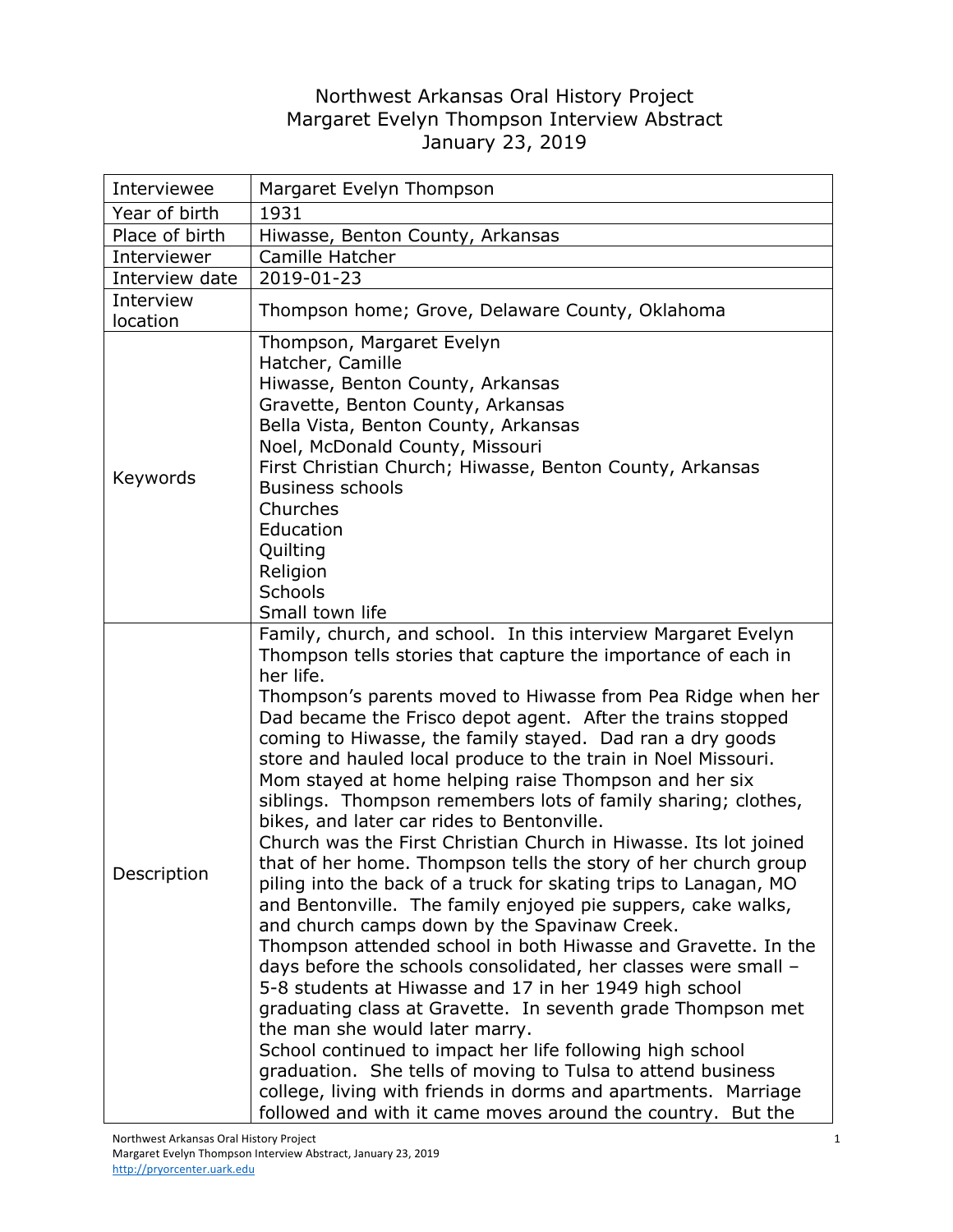# Northwest Arkansas Oral History Project
## Margaret Evelyn Thompson Interview Abstract
### January 23, 2019

| | |
|---|---|
| Interviewee | Margaret Evelyn Thompson |
| Year of birth | 1931 |
| Place of birth | Hiwasse, Benton County, Arkansas |
| Interviewer | Camille Hatcher |
| Interview date | 2019-01-23 |
| Interview location | Thompson home; Grove, Delaware County, Oklahoma |
| Keywords | Thompson, Margaret Evelyn<br>Hatcher, Camille<br>Hiwasse, Benton County, Arkansas<br>Gravette, Benton County, Arkansas<br>Bella Vista, Benton County, Arkansas<br>Noel, McDonald County, Missouri<br>First Christian Church; Hiwasse, Benton County, Arkansas<br>Business schools<br>Churches<br>Education<br>Quilting<br>Religion<br>Schools<br>Small town life |
| Description | Family, church, and school. In this interview Margaret Evelyn Thompson tells stories that capture the importance of each in her life.<br>Thompson's parents moved to Hiwasse from Pea Ridge when her Dad became the Frisco depot agent. After the trains stopped coming to Hiwasse, the family stayed. Dad ran a dry goods store and hauled local produce to the train in Noel Missouri. Mom stayed at home helping raise Thompson and her six siblings. Thompson remembers lots of family sharing; clothes, bikes, and later car rides to Bentonville.<br>Church was the First Christian Church in Hiwasse. Its lot joined that of her home. Thompson tells the story of her church group piling into the back of a truck for skating trips to Lanagan, MO and Bentonville. The family enjoyed pie suppers, cake walks, and church camps down by the Spavinaw Creek.<br>Thompson attended school in both Hiwasse and Gravette. In the days before the schools consolidated, her classes were small – 5-8 students at Hiwasse and 17 in her 1949 high school graduating class at Gravette. In seventh grade Thompson met the man she would later marry.<br>School continued to impact her life following high school graduation. She tells of moving to Tulsa to attend business college, living with friends in dorms and apartments. Marriage followed and with it came moves around the country. But the |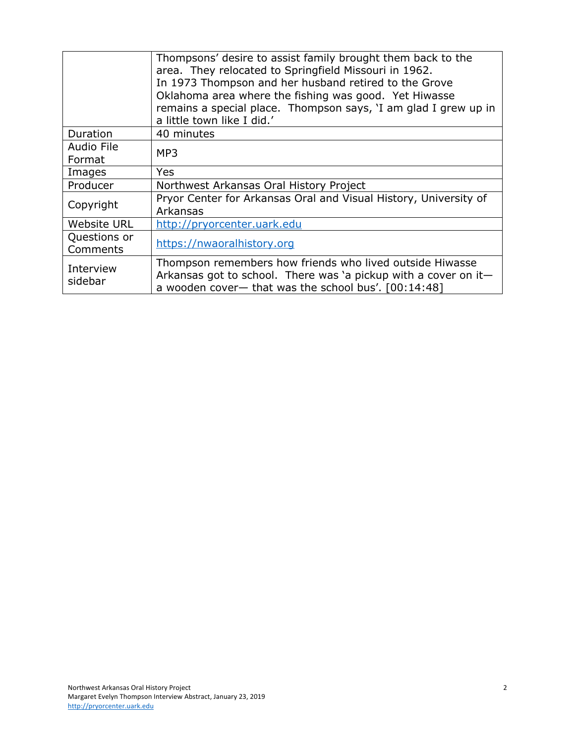| | |
|---|---|
| | Thompsons' desire to assist family brought them back to the area. They relocated to Springfield Missouri in 1962. In 1973 Thompson and her husband retired to the Grove Oklahoma area where the fishing was good. Yet Hiwasse remains a special place. Thompson says, 'I am glad I grew up in a little town like I did.' |
| Duration | 40 minutes |
| Audio File Format | MP3 |
| Images | Yes |
| Producer | Northwest Arkansas Oral History Project |
| Copyright | Pryor Center for Arkansas Oral and Visual History, University of Arkansas |
| Website URL | http://pryorcenter.uark.edu |
| Questions or Comments | https://nwaoralhistory.org |
| Interview sidebar | Thompson remembers how friends who lived outside Hiwasse Arkansas got to school. There was 'a pickup with a cover on it— a wooden cover— that was the school bus'. [00:14:48] |